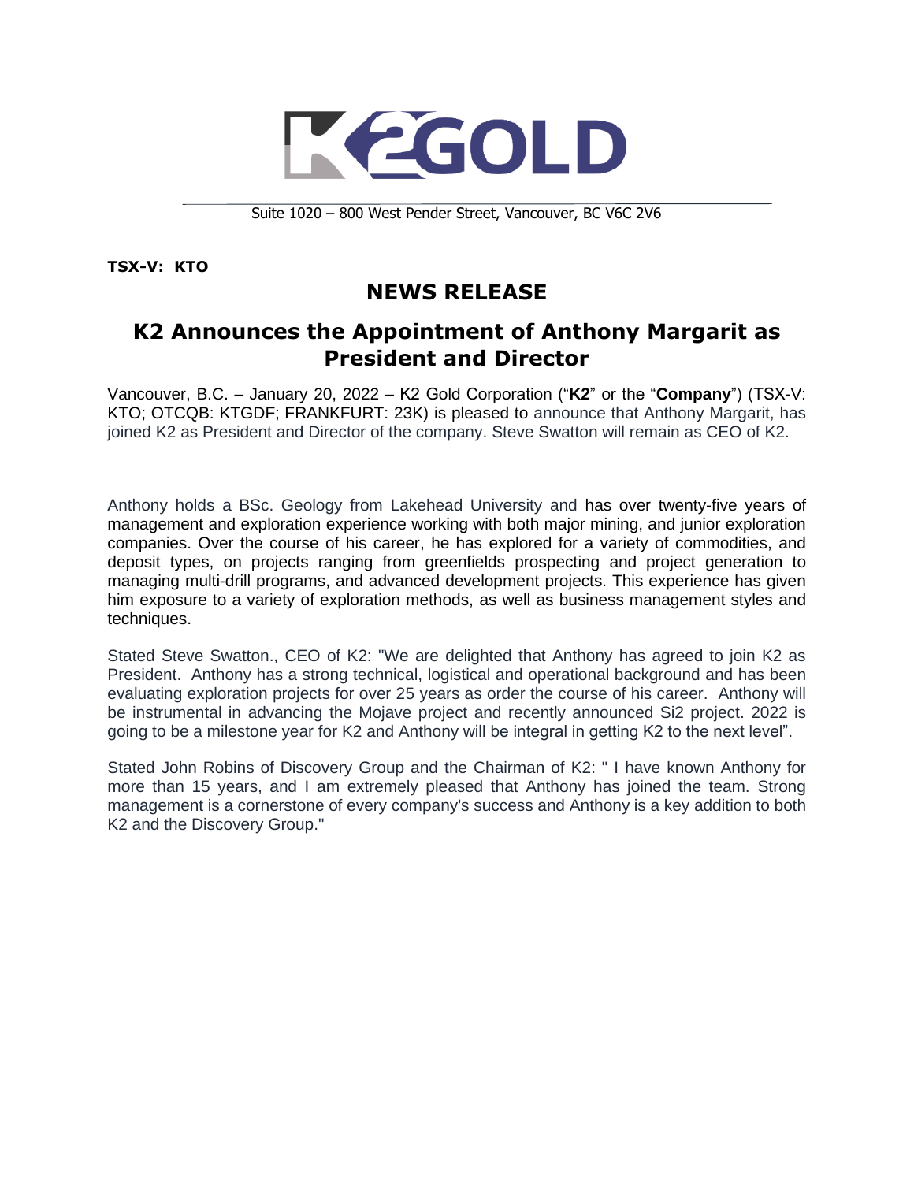K2GOLD

Suite 1020 – 800 West Pender Street, Vancouver, BC V6C 2V6

**TSX-V: KTO**

# NEWS RELEASE

## K2 Announces the Appointment of Anthony Margarit as President and Director

Vancouver, B.C. – January 20, 2022 – K2 Gold Corporation ("**K2**" or the "**Company**") (TSX-V: KTO; OTCQB: KTGDF; FRANKFURT: 23K) is pleased to announce that Anthony Margarit, has joined K2 as President and Director of the company. Steve Swatton will remain as CEO of K2.

Anthony holds a BSc. Geology from Lakehead University and has over twenty-five years of management and exploration experience working with both major mining, and junior exploration companies. Over the course of his career, he has explored for a variety of commodities, and deposit types, on projects ranging from greenfields prospecting and project generation to managing multi-drill programs, and advanced development projects. This experience has given him exposure to a variety of exploration methods, as well as business management styles and techniques.

Stated Steve Swatton., CEO of K2: "We are delighted that Anthony has agreed to join K2 as President. Anthony has a strong technical, logistical and operational background and has been evaluating exploration projects for over 25 years as order the course of his career. Anthony will be instrumental in advancing the Mojave project and recently announced Si2 project. 2022 is going to be a milestone year for K2 and Anthony will be integral in getting K2 to the next level".

Stated John Robins of Discovery Group and the Chairman of K2: " I have known Anthony for more than 15 years, and I am extremely pleased that Anthony has joined the team. Strong management is a cornerstone of every company's success and Anthony is a key addition to both K2 and the Discovery Group."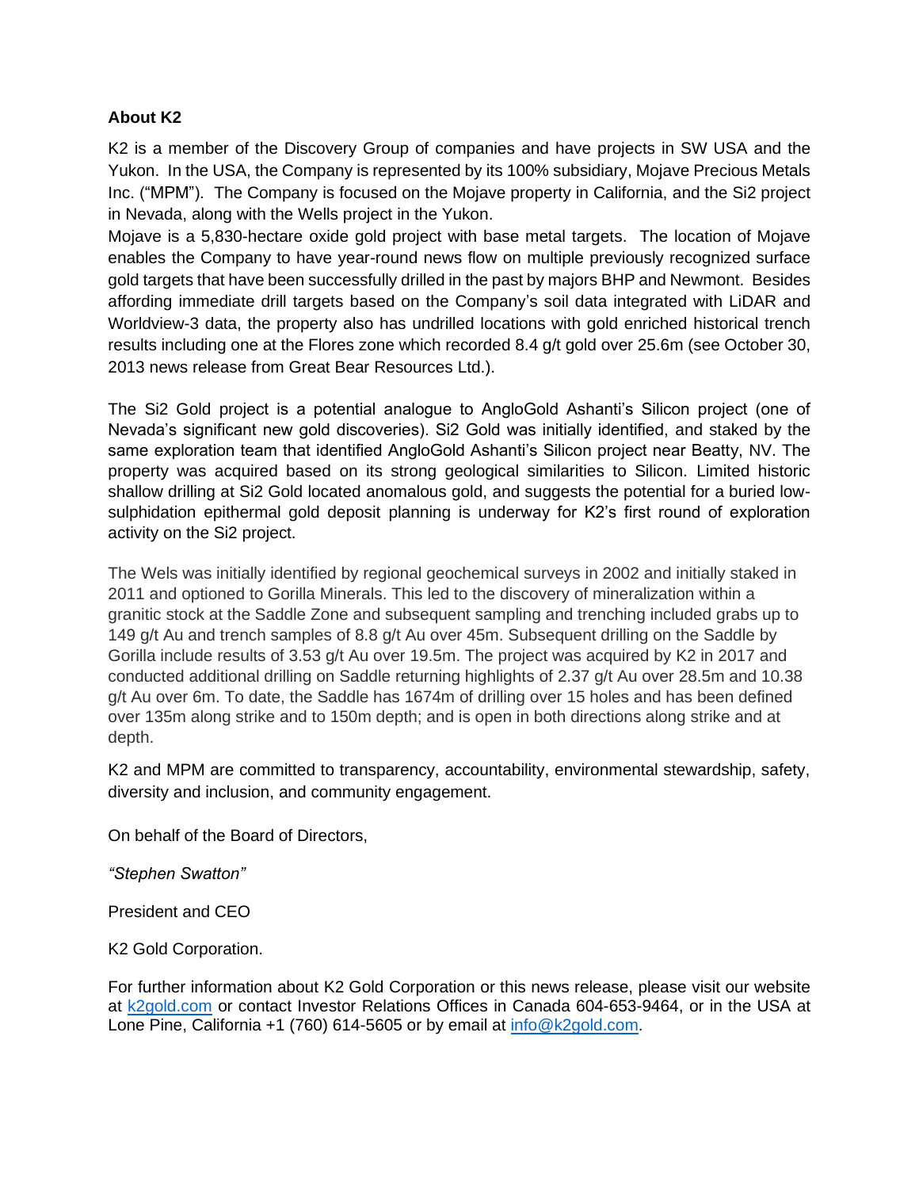**About K2**

K2 is a member of the Discovery Group of companies and have projects in SW USA and the Yukon. In the USA, the Company is represented by its 100% subsidiary, Mojave Precious Metals Inc. ("MPM"). The Company is focused on the Mojave property in California, and the Si2 project in Nevada, along with the Wells project in the Yukon.
Mojave is a 5,830-hectare oxide gold project with base metal targets. The location of Mojave enables the Company to have year-round news flow on multiple previously recognized surface gold targets that have been successfully drilled in the past by majors BHP and Newmont. Besides affording immediate drill targets based on the Company's soil data integrated with LiDAR and Worldview-3 data, the property also has undrilled locations with gold enriched historical trench results including one at the Flores zone which recorded 8.4 g/t gold over 25.6m (see October 30, 2013 news release from Great Bear Resources Ltd.).

The Si2 Gold project is a potential analogue to AngloGold Ashanti's Silicon project (one of Nevada's significant new gold discoveries). Si2 Gold was initially identified, and staked by the same exploration team that identified AngloGold Ashanti's Silicon project near Beatty, NV. The property was acquired based on its strong geological similarities to Silicon. Limited historic shallow drilling at Si2 Gold located anomalous gold, and suggests the potential for a buried low-sulphidation epithermal gold deposit planning is underway for K2's first round of exploration activity on the Si2 project.

The Wels was initially identified by regional geochemical surveys in 2002 and initially staked in 2011 and optioned to Gorilla Minerals. This led to the discovery of mineralization within a granitic stock at the Saddle Zone and subsequent sampling and trenching included grabs up to 149 g/t Au and trench samples of 8.8 g/t Au over 45m. Subsequent drilling on the Saddle by Gorilla include results of 3.53 g/t Au over 19.5m. The project was acquired by K2 in 2017 and conducted additional drilling on Saddle returning highlights of 2.37 g/t Au over 28.5m and 10.38 g/t Au over 6m. To date, the Saddle has 1674m of drilling over 15 holes and has been defined over 135m along strike and to 150m depth; and is open in both directions along strike and at depth.

K2 and MPM are committed to transparency, accountability, environmental stewardship, safety, diversity and inclusion, and community engagement.

On behalf of the Board of Directors,

*"Stephen Swatton"*

President and CEO

K2 Gold Corporation.

For further information about K2 Gold Corporation or this news release, please visit our website at [k2gold.com](k2gold.com) or contact Investor Relations Offices in Canada 604-653-9464, or in the USA at Lone Pine, California +1 (760) 614-5605 or by email at [info@k2gold.com](mailto:info@k2gold.com).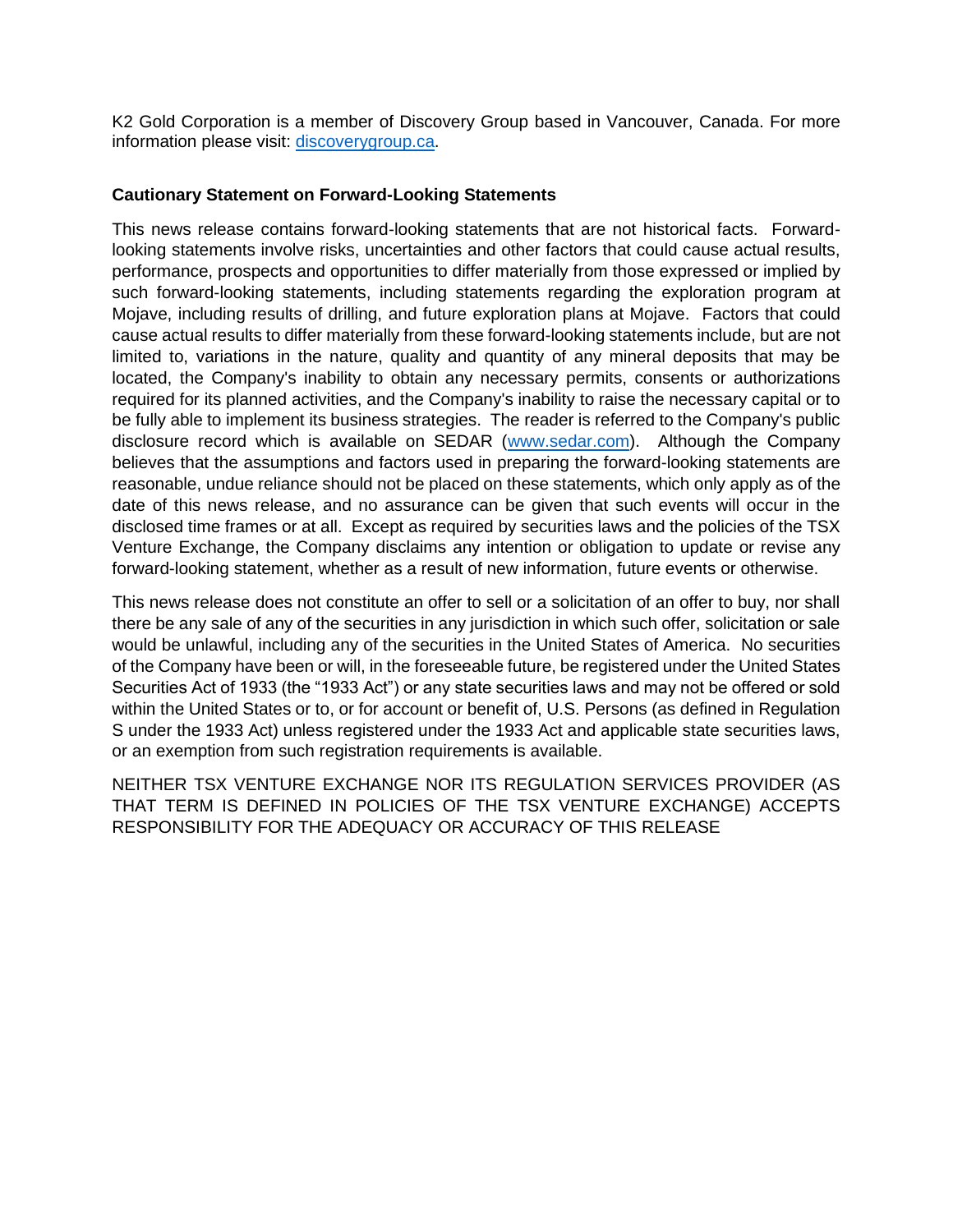K2 Gold Corporation is a member of Discovery Group based in Vancouver, Canada. For more information please visit: [discoverygroup.ca](discoverygroup.ca).

**Cautionary Statement on Forward-Looking Statements**

This news release contains forward-looking statements that are not historical facts. Forward-looking statements involve risks, uncertainties and other factors that could cause actual results, performance, prospects and opportunities to differ materially from those expressed or implied by such forward-looking statements, including statements regarding the exploration program at Mojave, including results of drilling, and future exploration plans at Mojave. Factors that could cause actual results to differ materially from these forward-looking statements include, but are not limited to, variations in the nature, quality and quantity of any mineral deposits that may be located, the Company's inability to obtain any necessary permits, consents or authorizations required for its planned activities, and the Company's inability to raise the necessary capital or to be fully able to implement its business strategies. The reader is referred to the Company's public disclosure record which is available on SEDAR ([www.sedar.com](www.sedar.com)). Although the Company believes that the assumptions and factors used in preparing the forward-looking statements are reasonable, undue reliance should not be placed on these statements, which only apply as of the date of this news release, and no assurance can be given that such events will occur in the disclosed time frames or at all. Except as required by securities laws and the policies of the TSX Venture Exchange, the Company disclaims any intention or obligation to update or revise any forward-looking statement, whether as a result of new information, future events or otherwise.

This news release does not constitute an offer to sell or a solicitation of an offer to buy, nor shall there be any sale of any of the securities in any jurisdiction in which such offer, solicitation or sale would be unlawful, including any of the securities in the United States of America. No securities of the Company have been or will, in the foreseeable future, be registered under the United States Securities Act of 1933 (the "1933 Act") or any state securities laws and may not be offered or sold within the United States or to, or for account or benefit of, U.S. Persons (as defined in Regulation S under the 1933 Act) unless registered under the 1933 Act and applicable state securities laws, or an exemption from such registration requirements is available.

NEITHER TSX VENTURE EXCHANGE NOR ITS REGULATION SERVICES PROVIDER (AS THAT TERM IS DEFINED IN POLICIES OF THE TSX VENTURE EXCHANGE) ACCEPTS RESPONSIBILITY FOR THE ADEQUACY OR ACCURACY OF THIS RELEASE